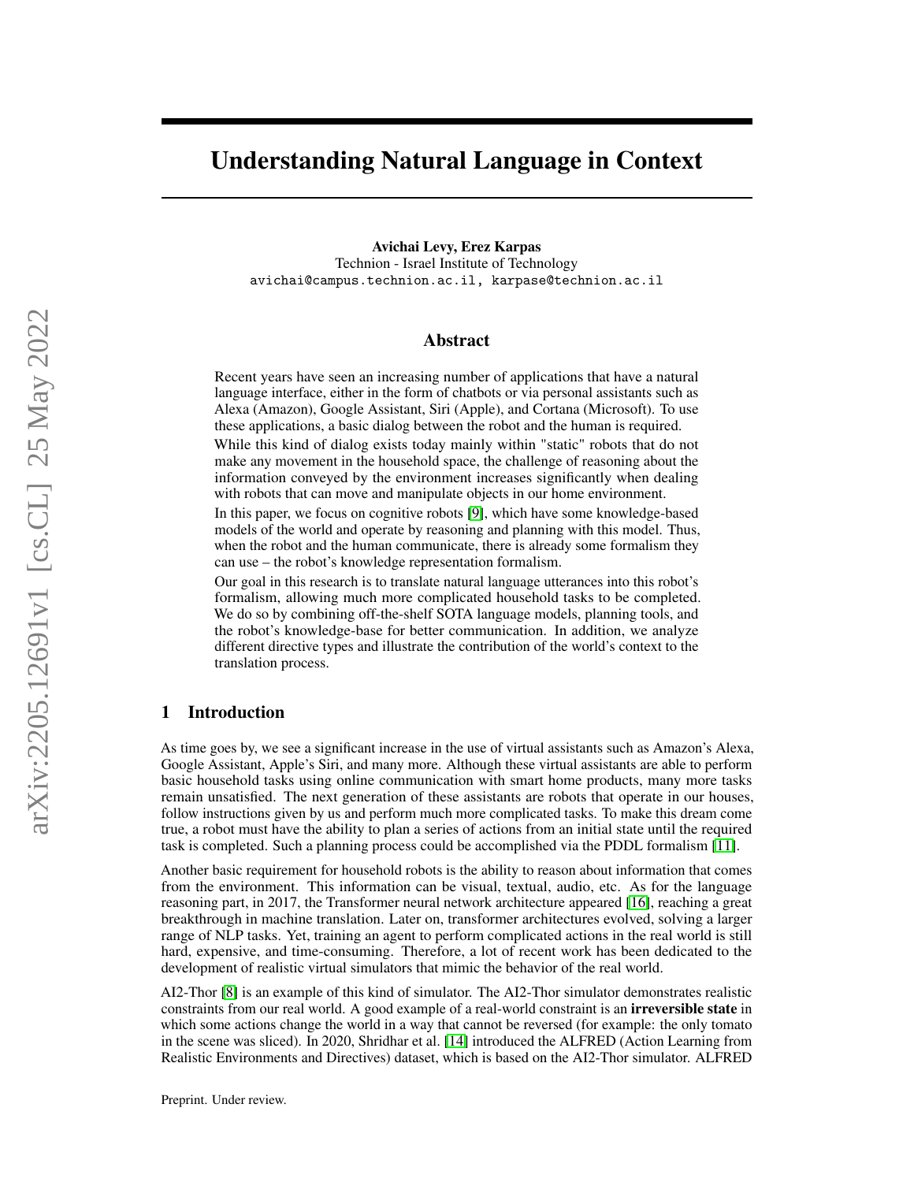# Understanding Natural Language in Context

**Avichai Levy, Erez Karpas**
Technion - Israel Institute of Technology
avichai@campus.technion.ac.il, karpase@technion.ac.il

## Abstract

Recent years have seen an increasing number of applications that have a natural language interface, either in the form of chatbots or via personal assistants such as Alexa (Amazon), Google Assistant, Siri (Apple), and Cortana (Microsoft). To use these applications, a basic dialog between the robot and the human is required.

While this kind of dialog exists today mainly within "static" robots that do not make any movement in the household space, the challenge of reasoning about the information conveyed by the environment increases significantly when dealing with robots that can move and manipulate objects in our home environment.

In this paper, we focus on cognitive robots [9], which have some knowledge-based models of the world and operate by reasoning and planning with this model. Thus, when the robot and the human communicate, there is already some formalism they can use – the robot's knowledge representation formalism.

Our goal in this research is to translate natural language utterances into this robot's formalism, allowing much more complicated household tasks to be completed. We do so by combining off-the-shelf SOTA language models, planning tools, and the robot's knowledge-base for better communication. In addition, we analyze different directive types and illustrate the contribution of the world's context to the translation process.

## 1 Introduction

As time goes by, we see a significant increase in the use of virtual assistants such as Amazon's Alexa, Google Assistant, Apple's Siri, and many more. Although these virtual assistants are able to perform basic household tasks using online communication with smart home products, many more tasks remain unsatisfied. The next generation of these assistants are robots that operate in our houses, follow instructions given by us and perform much more complicated tasks. To make this dream come true, a robot must have the ability to plan a series of actions from an initial state until the required task is completed. Such a planning process could be accomplished via the PDDL formalism [11].

Another basic requirement for household robots is the ability to reason about information that comes from the environment. This information can be visual, textual, audio, etc. As for the language reasoning part, in 2017, the Transformer neural network architecture appeared [16], reaching a great breakthrough in machine translation. Later on, transformer architectures evolved, solving a larger range of NLP tasks. Yet, training an agent to perform complicated actions in the real world is still hard, expensive, and time-consuming. Therefore, a lot of recent work has been dedicated to the development of realistic virtual simulators that mimic the behavior of the real world.

AI2-Thor [8] is an example of this kind of simulator. The AI2-Thor simulator demonstrates realistic constraints from our real world. A good example of a real-world constraint is an **irreversible state** in which some actions change the world in a way that cannot be reversed (for example: the only tomato in the scene was sliced). In 2020, Shridhar et al. [14] introduced the ALFRED (Action Learning from Realistic Environments and Directives) dataset, which is based on the AI2-Thor simulator. ALFRED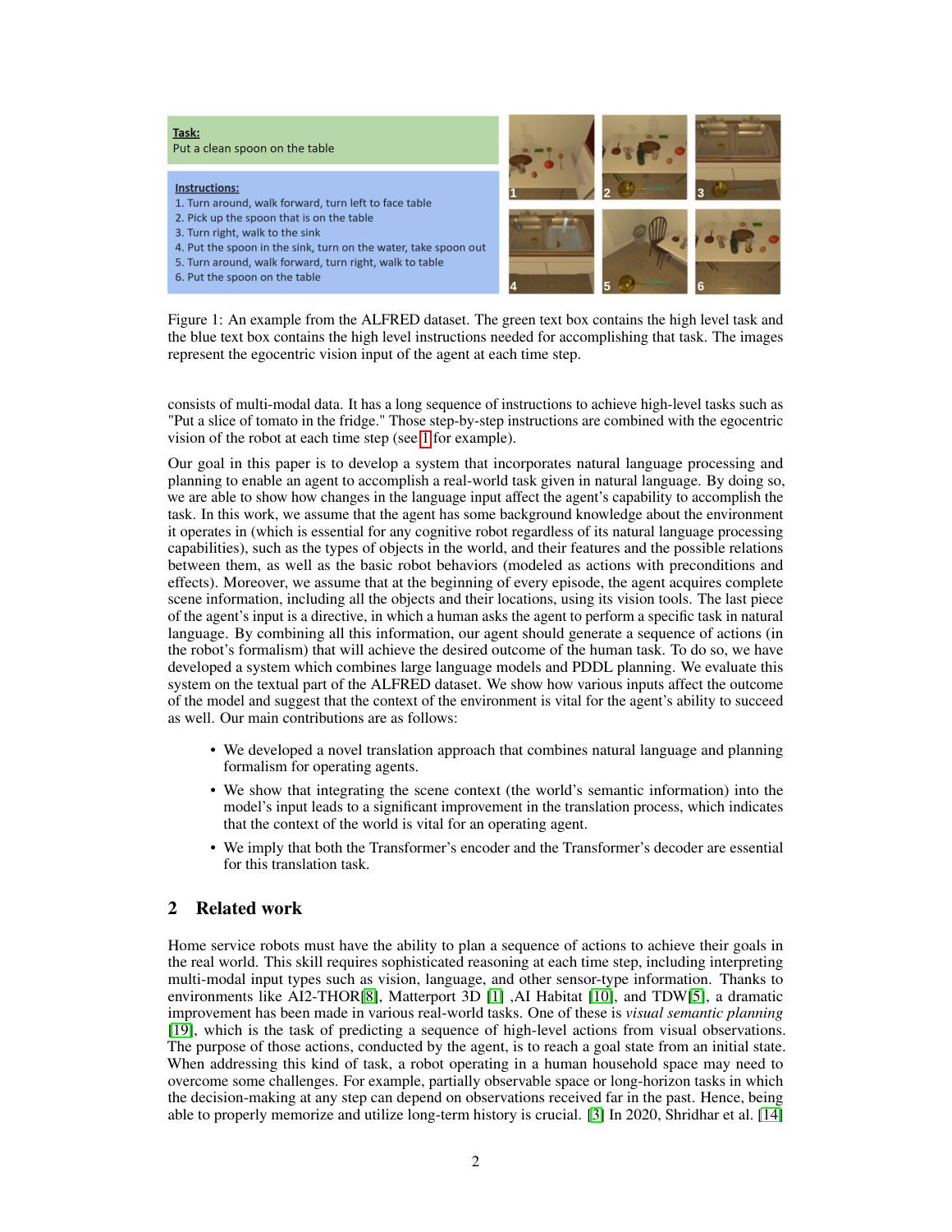**Task:**
Put a clean spoon on the table

**Instructions:**
1. Turn around, walk forward, turn left to face table
2. Pick up the spoon that is on the table
3. Turn right, walk to the sink
4. Put the spoon in the sink, turn on the water, take spoon out
5. Turn around, walk forward, turn right, walk to table
6. Put the spoon on the table

Figure 1: An example from the ALFRED dataset. The green text box contains the high level task and the blue text box contains the high level instructions needed for accomplishing that task. The images represent the egocentric vision input of the agent at each time step.

consists of multi-modal data. It has a long sequence of instructions to achieve high-level tasks such as "Put a slice of tomato in the fridge." Those step-by-step instructions are combined with the egocentric vision of the robot at each time step (see 1 for example).

Our goal in this paper is to develop a system that incorporates natural language processing and planning to enable an agent to accomplish a real-world task given in natural language. By doing so, we are able to show how changes in the language input affect the agent's capability to accomplish the task. In this work, we assume that the agent has some background knowledge about the environment it operates in (which is essential for any cognitive robot regardless of its natural language processing capabilities), such as the types of objects in the world, and their features and the possible relations between them, as well as the basic robot behaviors (modeled as actions with preconditions and effects). Moreover, we assume that at the beginning of every episode, the agent acquires complete scene information, including all the objects and their locations, using its vision tools. The last piece of the agent's input is a directive, in which a human asks the agent to perform a specific task in natural language. By combining all this information, our agent should generate a sequence of actions (in the robot's formalism) that will achieve the desired outcome of the human task. To do so, we have developed a system which combines large language models and PDDL planning. We evaluate this system on the textual part of the ALFRED dataset. We show how various inputs affect the outcome of the model and suggest that the context of the environment is vital for the agent's ability to succeed as well. Our main contributions are as follows:

- We developed a novel translation approach that combines natural language and planning formalism for operating agents.
- We show that integrating the scene context (the world's semantic information) into the model's input leads to a significant improvement in the translation process, which indicates that the context of the world is vital for an operating agent.
- We imply that both the Transformer's encoder and the Transformer's decoder are essential for this translation task.

## 2 Related work

Home service robots must have the ability to plan a sequence of actions to achieve their goals in the real world. This skill requires sophisticated reasoning at each time step, including interpreting multi-modal input types such as vision, language, and other sensor-type information. Thanks to environments like AI2-THOR[8], Matterport 3D [1] ,AI Habitat [10], and TDW[5], a dramatic improvement has been made in various real-world tasks. One of these is *visual semantic planning* [19], which is the task of predicting a sequence of high-level actions from visual observations. The purpose of those actions, conducted by the agent, is to reach a goal state from an initial state. When addressing this kind of task, a robot operating in a human household space may need to overcome some challenges. For example, partially observable space or long-horizon tasks in which the decision-making at any step can depend on observations received far in the past. Hence, being able to properly memorize and utilize long-term history is crucial. [3] In 2020, Shridhar et al. [14]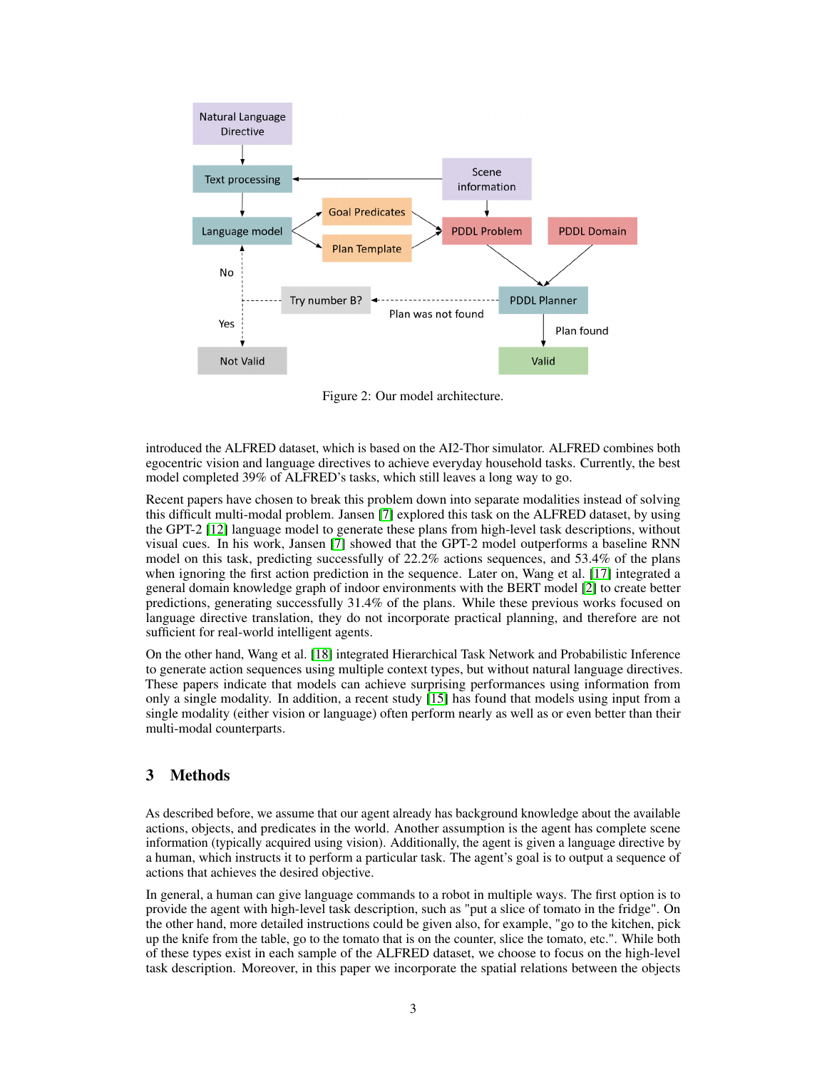Natural Language Directive

Text processing

Scene information

Language model

Goal Predicates

Plan Template

PDDL Problem

PDDL Domain

No

Try number B?

Plan was not found

PDDL Planner

Yes

Plan found

Not Valid

Valid

Figure 2: Our model architecture.

introduced the ALFRED dataset, which is based on the AI2-Thor simulator. ALFRED combines both egocentric vision and language directives to achieve everyday household tasks. Currently, the best model completed 39% of ALFRED's tasks, which still leaves a long way to go.

Recent papers have chosen to break this problem down into separate modalities instead of solving this difficult multi-modal problem. Jansen [7] explored this task on the ALFRED dataset, by using the GPT-2 [12] language model to generate these plans from high-level task descriptions, without visual cues. In his work, Jansen [7] showed that the GPT-2 model outperforms a baseline RNN model on this task, predicting successfully of 22.2% actions sequences, and 53.4% of the plans when ignoring the first action prediction in the sequence. Later on, Wang et al. [17] integrated a general domain knowledge graph of indoor environments with the BERT model [2] to create better predictions, generating successfully 31.4% of the plans. While these previous works focused on language directive translation, they do not incorporate practical planning, and therefore are not sufficient for real-world intelligent agents.

On the other hand, Wang et al. [18] integrated Hierarchical Task Network and Probabilistic Inference to generate action sequences using multiple context types, but without natural language directives. These papers indicate that models can achieve surprising performances using information from only a single modality. In addition, a recent study [15] has found that models using input from a single modality (either vision or language) often perform nearly as well as or even better than their multi-modal counterparts.

## 3 Methods

As described before, we assume that our agent already has background knowledge about the available actions, objects, and predicates in the world. Another assumption is the agent has complete scene information (typically acquired using vision). Additionally, the agent is given a language directive by a human, which instructs it to perform a particular task. The agent's goal is to output a sequence of actions that achieves the desired objective.

In general, a human can give language commands to a robot in multiple ways. The first option is to provide the agent with high-level task description, such as "put a slice of tomato in the fridge". On the other hand, more detailed instructions could be given also, for example, "go to the kitchen, pick up the knife from the table, go to the tomato that is on the counter, slice the tomato, etc.". While both of these types exist in each sample of the ALFRED dataset, we choose to focus on the high-level task description. Moreover, in this paper we incorporate the spatial relations between the objects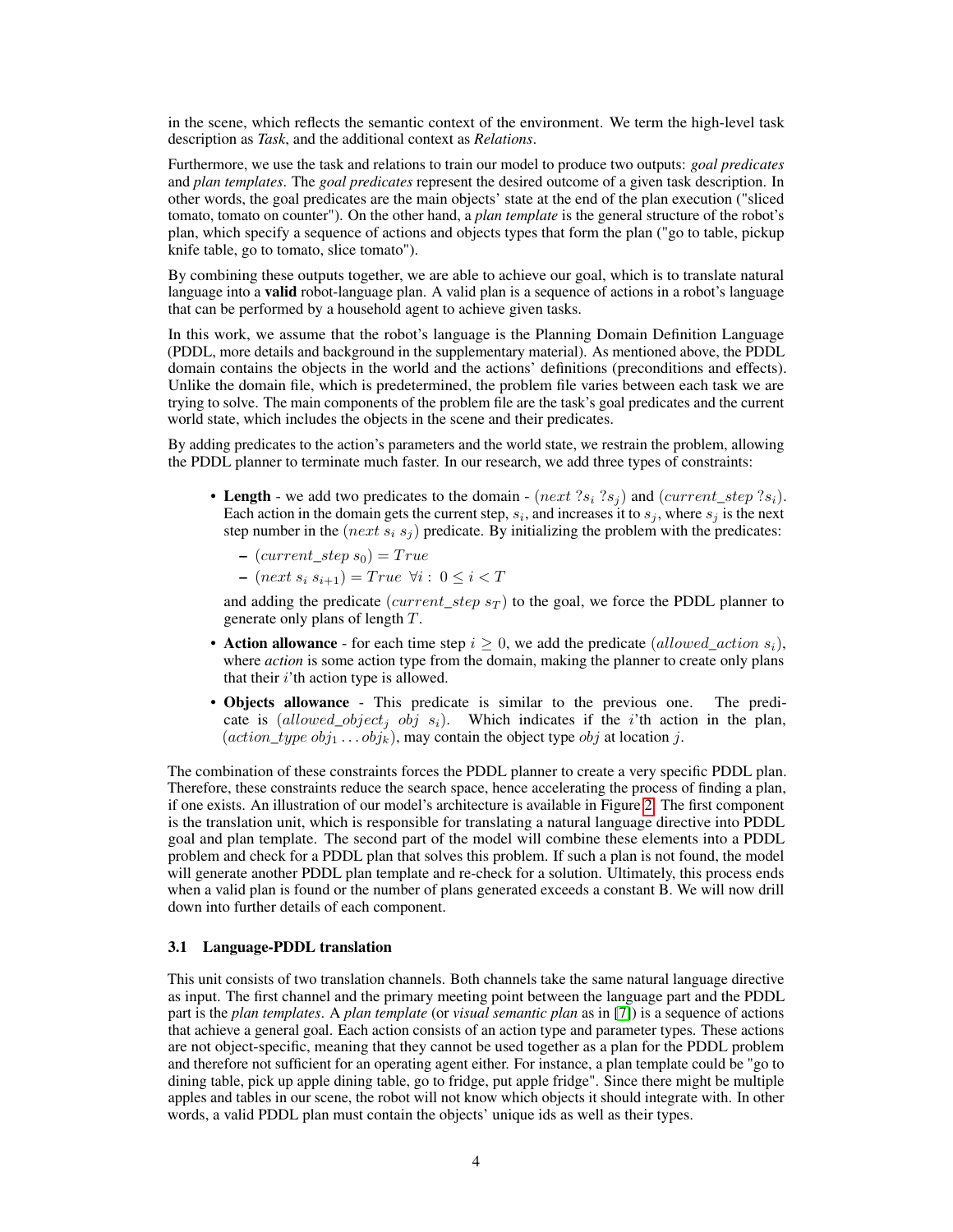in the scene, which reflects the semantic context of the environment. We term the high-level task description as *Task*, and the additional context as *Relations*.

Furthermore, we use the task and relations to train our model to produce two outputs: *goal predicates* and *plan templates*. The *goal predicates* represent the desired outcome of a given task description. In other words, the goal predicates are the main objects' state at the end of the plan execution ("sliced tomato, tomato on counter"). On the other hand, a *plan template* is the general structure of the robot's plan, which specify a sequence of actions and objects types that form the plan ("go to table, pickup knife table, go to tomato, slice tomato").

By combining these outputs together, we are able to achieve our goal, which is to translate natural language into a **valid** robot-language plan. A valid plan is a sequence of actions in a robot's language that can be performed by a household agent to achieve given tasks.

In this work, we assume that the robot's language is the Planning Domain Definition Language (PDDL, more details and background in the supplementary material). As mentioned above, the PDDL domain contains the objects in the world and the actions' definitions (preconditions and effects). Unlike the domain file, which is predetermined, the problem file varies between each task we are trying to solve. The main components of the problem file are the task's goal predicates and the current world state, which includes the objects in the scene and their predicates.

By adding predicates to the action's parameters and the world state, we restrain the problem, allowing the PDDL planner to terminate much faster. In our research, we add three types of constraints:

- **Length** - we add two predicates to the domain - $(next\ ?s_i\ ?s_j)$ and $(current\_step\ ?s_i)$. Each action in the domain gets the current step, $s_i$, and increases it to $s_j$, where $s_j$ is the next step number in the $(next\ s_i\ s_j)$ predicate. By initializing the problem with the predicates:
  - $(current\_step\ s_0) = True$
  - $(next\ s_i\ s_{i+1}) = True\ \ \forall i:\ 0 \leq i < T$

  and adding the predicate $(current\_step\ s_T)$ to the goal, we force the PDDL planner to generate only plans of length $T$.
- **Action allowance** - for each time step $i \geq 0$, we add the predicate $(allowed\_action\ s_i)$, where *action* is some action type from the domain, making the planner to create only plans that their $i$'th action type is allowed.
- **Objects allowance** - This predicate is similar to the previous one. The predicate is $(allowed\_object_j\ obj\ s_i)$. Which indicates if the $i$'th action in the plan, $(action\_type\ obj_1 \ldots obj_k)$, may contain the object type $obj$ at location $j$.

The combination of these constraints forces the PDDL planner to create a very specific PDDL plan. Therefore, these constraints reduce the search space, hence accelerating the process of finding a plan, if one exists. An illustration of our model's architecture is available in Figure 2. The first component is the translation unit, which is responsible for translating a natural language directive into PDDL goal and plan template. The second part of the model will combine these elements into a PDDL problem and check for a PDDL plan that solves this problem. If such a plan is not found, the model will generate another PDDL plan template and re-check for a solution. Ultimately, this process ends when a valid plan is found or the number of plans generated exceeds a constant B. We will now drill down into further details of each component.

### 3.1 Language-PDDL translation

This unit consists of two translation channels. Both channels take the same natural language directive as input. The first channel and the primary meeting point between the language part and the PDDL part is the *plan templates*. A *plan template* (or *visual semantic plan* as in [7]) is a sequence of actions that achieve a general goal. Each action consists of an action type and parameter types. These actions are not object-specific, meaning that they cannot be used together as a plan for the PDDL problem and therefore not sufficient for an operating agent either. For instance, a plan template could be "go to dining table, pick up apple dining table, go to fridge, put apple fridge". Since there might be multiple apples and tables in our scene, the robot will not know which objects it should integrate with. In other words, a valid PDDL plan must contain the objects' unique ids as well as their types.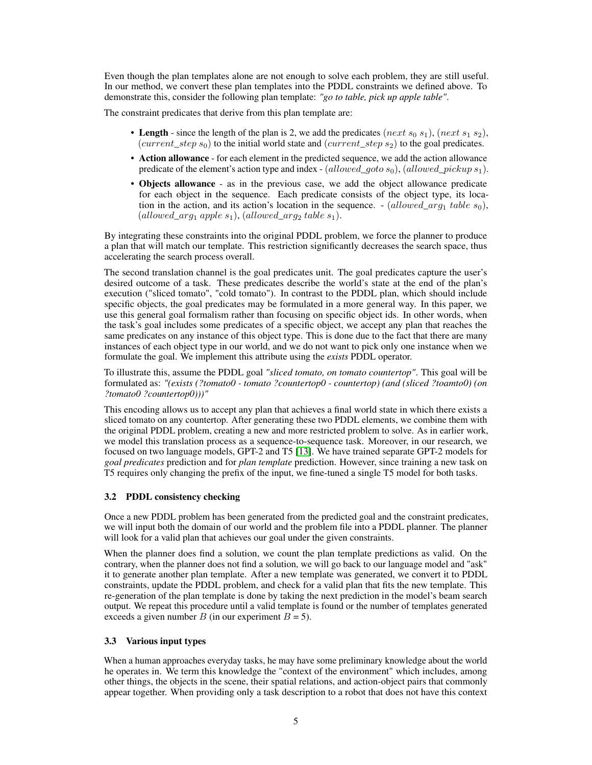Even though the plan templates alone are not enough to solve each problem, they are still useful. In our method, we convert these plan templates into the PDDL constraints we defined above. To demonstrate this, consider the following plan template: *"go to table, pick up apple table"*.

The constraint predicates that derive from this plan template are:

- **Length** - since the length of the plan is 2, we add the predicates $(next\ s_0\ s_1)$, $(next\ s_1\ s_2)$, $(current\_step\ s_0)$ to the initial world state and $(current\_step\ s_2)$ to the goal predicates.
- **Action allowance** - for each element in the predicted sequence, we add the action allowance predicate of the element's action type and index - $(allowed\_goto\ s_0)$, $(allowed\_pickup\ s_1)$.
- **Objects allowance** - as in the previous case, we add the object allowance predicate for each object in the sequence. Each predicate consists of the object type, its location in the action, and its action's location in the sequence. - $(allowed\_arg_1\ table\ s_0)$, $(allowed\_arg_1\ apple\ s_1)$, $(allowed\_arg_2\ table\ s_1)$.

By integrating these constraints into the original PDDL problem, we force the planner to produce a plan that will match our template. This restriction significantly decreases the search space, thus accelerating the search process overall.

The second translation channel is the goal predicates unit. The goal predicates capture the user's desired outcome of a task. These predicates describe the world's state at the end of the plan's execution ("sliced tomato", "cold tomato"). In contrast to the PDDL plan, which should include specific objects, the goal predicates may be formulated in a more general way. In this paper, we use this general goal formalism rather than focusing on specific object ids. In other words, when the task's goal includes some predicates of a specific object, we accept any plan that reaches the same predicates on any instance of this object type. This is done due to the fact that there are many instances of each object type in our world, and we do not want to pick only one instance when we formulate the goal. We implement this attribute using the *exists* PDDL operator.

To illustrate this, assume the PDDL goal *"sliced tomato, on tomato countertop"*. This goal will be formulated as: *"(exists (?tomato0 - tomato ?countertop0 - countertop) (and (sliced ?toamto0) (on ?tomato0 ?countertop0)))"*

This encoding allows us to accept any plan that achieves a final world state in which there exists a sliced tomato on any countertop. After generating these two PDDL elements, we combine them with the original PDDL problem, creating a new and more restricted problem to solve. As in earlier work, we model this translation process as a sequence-to-sequence task. Moreover, in our research, we focused on two language models, GPT-2 and T5 [13]. We have trained separate GPT-2 models for *goal predicates* prediction and for *plan template* prediction. However, since training a new task on T5 requires only changing the prefix of the input, we fine-tuned a single T5 model for both tasks.

### 3.2 PDDL consistency checking

Once a new PDDL problem has been generated from the predicted goal and the constraint predicates, we will input both the domain of our world and the problem file into a PDDL planner. The planner will look for a valid plan that achieves our goal under the given constraints.

When the planner does find a solution, we count the plan template predictions as valid. On the contrary, when the planner does not find a solution, we will go back to our language model and "ask" it to generate another plan template. After a new template was generated, we convert it to PDDL constraints, update the PDDL problem, and check for a valid plan that fits the new template. This re-generation of the plan template is done by taking the next prediction in the model's beam search output. We repeat this procedure until a valid template is found or the number of templates generated exceeds a given number $B$ (in our experiment $B$ = 5).

### 3.3 Various input types

When a human approaches everyday tasks, he may have some preliminary knowledge about the world he operates in. We term this knowledge the "context of the environment" which includes, among other things, the objects in the scene, their spatial relations, and action-object pairs that commonly appear together. When providing only a task description to a robot that does not have this context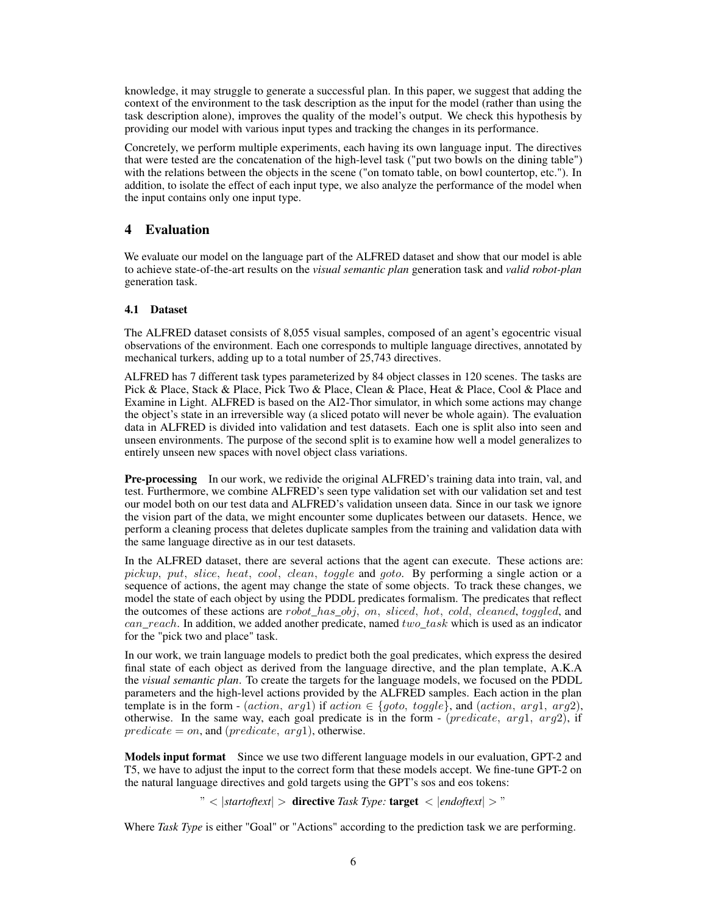knowledge, it may struggle to generate a successful plan. In this paper, we suggest that adding the context of the environment to the task description as the input for the model (rather than using the task description alone), improves the quality of the model's output. We check this hypothesis by providing our model with various input types and tracking the changes in its performance.

Concretely, we perform multiple experiments, each having its own language input. The directives that were tested are the concatenation of the high-level task ("put two bowls on the dining table") with the relations between the objects in the scene ("on tomato table, on bowl countertop, etc."). In addition, to isolate the effect of each input type, we also analyze the performance of the model when the input contains only one input type.

## 4 Evaluation

We evaluate our model on the language part of the ALFRED dataset and show that our model is able to achieve state-of-the-art results on the *visual semantic plan* generation task and *valid robot-plan* generation task.

### 4.1 Dataset

The ALFRED dataset consists of 8,055 visual samples, composed of an agent's egocentric visual observations of the environment. Each one corresponds to multiple language directives, annotated by mechanical turkers, adding up to a total number of 25,743 directives.

ALFRED has 7 different task types parameterized by 84 object classes in 120 scenes. The tasks are Pick & Place, Stack & Place, Pick Two & Place, Clean & Place, Heat & Place, Cool & Place and Examine in Light. ALFRED is based on the AI2-Thor simulator, in which some actions may change the object's state in an irreversible way (a sliced potato will never be whole again). The evaluation data in ALFRED is divided into validation and test datasets. Each one is split also into seen and unseen environments. The purpose of the second split is to examine how well a model generalizes to entirely unseen new spaces with novel object class variations.

**Pre-processing** In our work, we redivide the original ALFRED's training data into train, val, and test. Furthermore, we combine ALFRED's seen type validation set with our validation set and test our model both on our test data and ALFRED's validation unseen data. Since in our task we ignore the vision part of the data, we might encounter some duplicates between our datasets. Hence, we perform a cleaning process that deletes duplicate samples from the training and validation data with the same language directive as in our test datasets.

In the ALFRED dataset, there are several actions that the agent can execute. These actions are: $pickup$, $put$, $slice$, $heat$, $cool$, $clean$, $toggle$ and $goto$. By performing a single action or a sequence of actions, the agent may change the state of some objects. To track these changes, we model the state of each object by using the PDDL predicates formalism. The predicates that reflect the outcomes of these actions are $robot\_has\_obj$, $on$, $sliced$, $hot$, $cold$, $cleaned$, $toggled$, and $can\_reach$. In addition, we added another predicate, named $two\_task$ which is used as an indicator for the "pick two and place" task.

In our work, we train language models to predict both the goal predicates, which express the desired final state of each object as derived from the language directive, and the plan template, A.K.A the *visual semantic plan*. To create the targets for the language models, we focused on the PDDL parameters and the high-level actions provided by the ALFRED samples. Each action in the plan template is in the form - $(action,\ arg1)$ if $action \in \{goto,\ toggle\}$, and $(action,\ arg1,\ arg2)$, otherwise. In the same way, each goal predicate is in the form - $(predicate,\ arg1,\ arg2)$, if $predicate = on$, and $(predicate,\ arg1)$, otherwise.

**Models input format** Since we use two different language models in our evaluation, GPT-2 and T5, we have to adjust the input to the correct form that these models accept. We fine-tune GPT-2 on the natural language directives and gold targets using the GPT's sos and eos tokens:

" < |*startoftext*| > **directive** *Task Type:* **target** < |*endoftext*| > "

Where *Task Type* is either "Goal" or "Actions" according to the prediction task we are performing.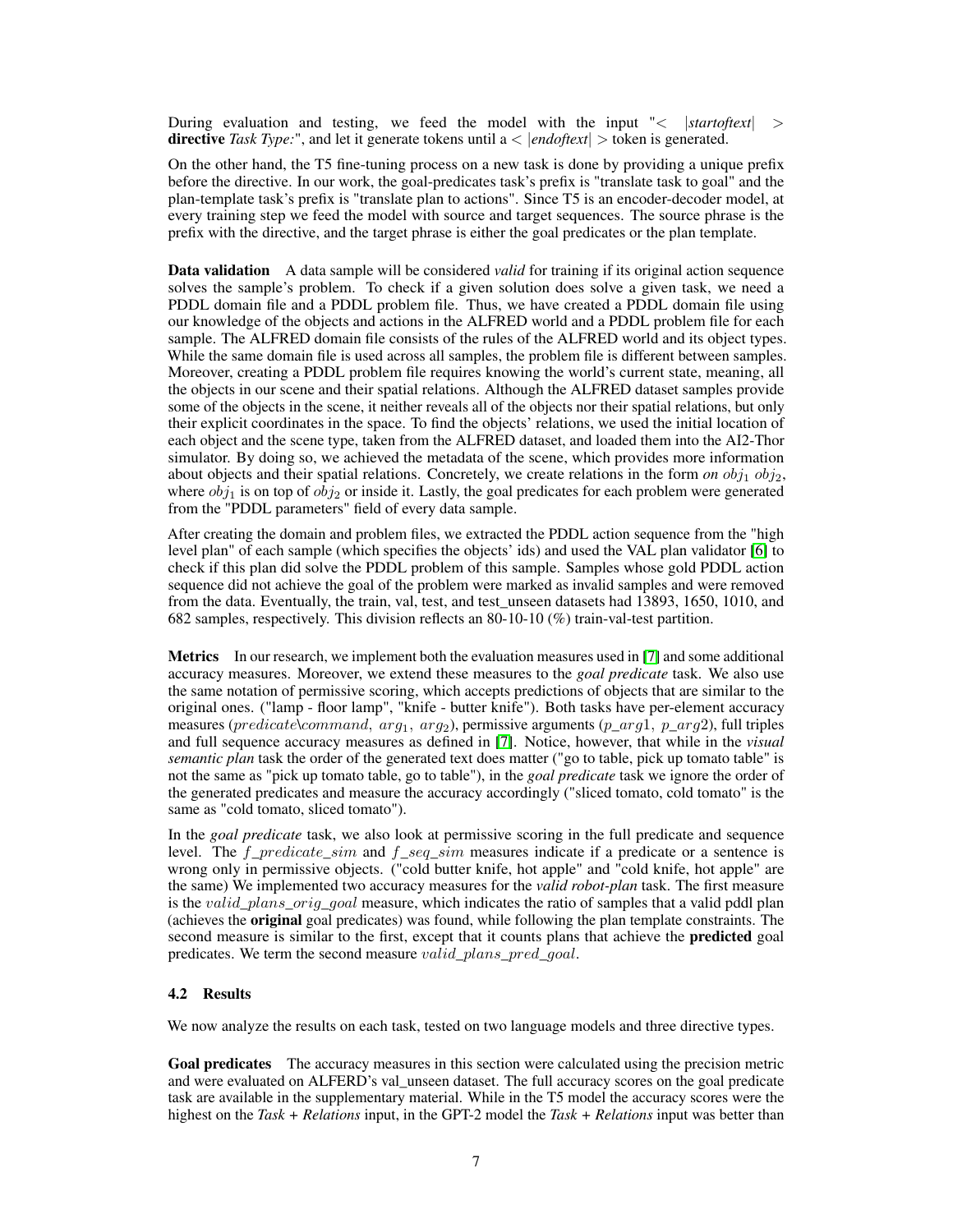During evaluation and testing, we feed the model with the input "< |*startoftext*| > **directive** *Task Type:*", and let it generate tokens until a < |*endoftext*| > token is generated.

On the other hand, the T5 fine-tuning process on a new task is done by providing a unique prefix before the directive. In our work, the goal-predicates task's prefix is "translate task to goal" and the plan-template task's prefix is "translate plan to actions". Since T5 is an encoder-decoder model, at every training step we feed the model with source and target sequences. The source phrase is the prefix with the directive, and the target phrase is either the goal predicates or the plan template.

**Data validation** A data sample will be considered *valid* for training if its original action sequence solves the sample's problem. To check if a given solution does solve a given task, we need a PDDL domain file and a PDDL problem file. Thus, we have created a PDDL domain file using our knowledge of the objects and actions in the ALFRED world and a PDDL problem file for each sample. The ALFRED domain file consists of the rules of the ALFRED world and its object types. While the same domain file is used across all samples, the problem file is different between samples. Moreover, creating a PDDL problem file requires knowing the world's current state, meaning, all the objects in our scene and their spatial relations. Although the ALFRED dataset samples provide some of the objects in the scene, it neither reveals all of the objects nor their spatial relations, but only their explicit coordinates in the space. To find the objects' relations, we used the initial location of each object and the scene type, taken from the ALFRED dataset, and loaded them into the AI2-Thor simulator. By doing so, we achieved the metadata of the scene, which provides more information about objects and their spatial relations. Concretely, we create relations in the form *on* $obj_1$ $obj_2$, where $obj_1$ is on top of $obj_2$ or inside it. Lastly, the goal predicates for each problem were generated from the "PDDL parameters" field of every data sample.

After creating the domain and problem files, we extracted the PDDL action sequence from the "high level plan" of each sample (which specifies the objects' ids) and used the VAL plan validator [6] to check if this plan did solve the PDDL problem of this sample. Samples whose gold PDDL action sequence did not achieve the goal of the problem were marked as invalid samples and were removed from the data. Eventually, the train, val, test, and test_unseen datasets had 13893, 1650, 1010, and 682 samples, respectively. This division reflects an 80-10-10 (%) train-val-test partition.

**Metrics** In our research, we implement both the evaluation measures used in [7] and some additional accuracy measures. Moreover, we extend these measures to the *goal predicate* task. We also use the same notation of permissive scoring, which accepts predictions of objects that are similar to the original ones. ("lamp - floor lamp", "knife - butter knife"). Both tasks have per-element accuracy measures ($predicate \backslash command$, $arg_1$, $arg_2$), permissive arguments ($p\_arg1$, $p\_arg2$), full triples and full sequence accuracy measures as defined in [7]. Notice, however, that while in the *visual semantic plan* task the order of the generated text does matter ("go to table, pick up tomato table" is not the same as "pick up tomato table, go to table"), in the *goal predicate* task we ignore the order of the generated predicates and measure the accuracy accordingly ("sliced tomato, cold tomato" is the same as "cold tomato, sliced tomato").

In the *goal predicate* task, we also look at permissive scoring in the full predicate and sequence level. The $f\_predicate\_sim$ and $f\_seq\_sim$ measures indicate if a predicate or a sentence is wrong only in permissive objects. ("cold butter knife, hot apple" and "cold knife, hot apple" are the same) We implemented two accuracy measures for the *valid robot-plan* task. The first measure is the $valid\_plans\_orig\_goal$ measure, which indicates the ratio of samples that a valid pddl plan (achieves the **original** goal predicates) was found, while following the plan template constraints. The second measure is similar to the first, except that it counts plans that achieve the **predicted** goal predicates. We term the second measure $valid\_plans\_pred\_goal$.

### 4.2 Results

We now analyze the results on each task, tested on two language models and three directive types.

**Goal predicates** The accuracy measures in this section were calculated using the precision metric and were evaluated on ALFERD's val_unseen dataset. The full accuracy scores on the goal predicate task are available in the supplementary material. While in the T5 model the accuracy scores were the highest on the *Task + Relations* input, in the GPT-2 model the *Task + Relations* input was better than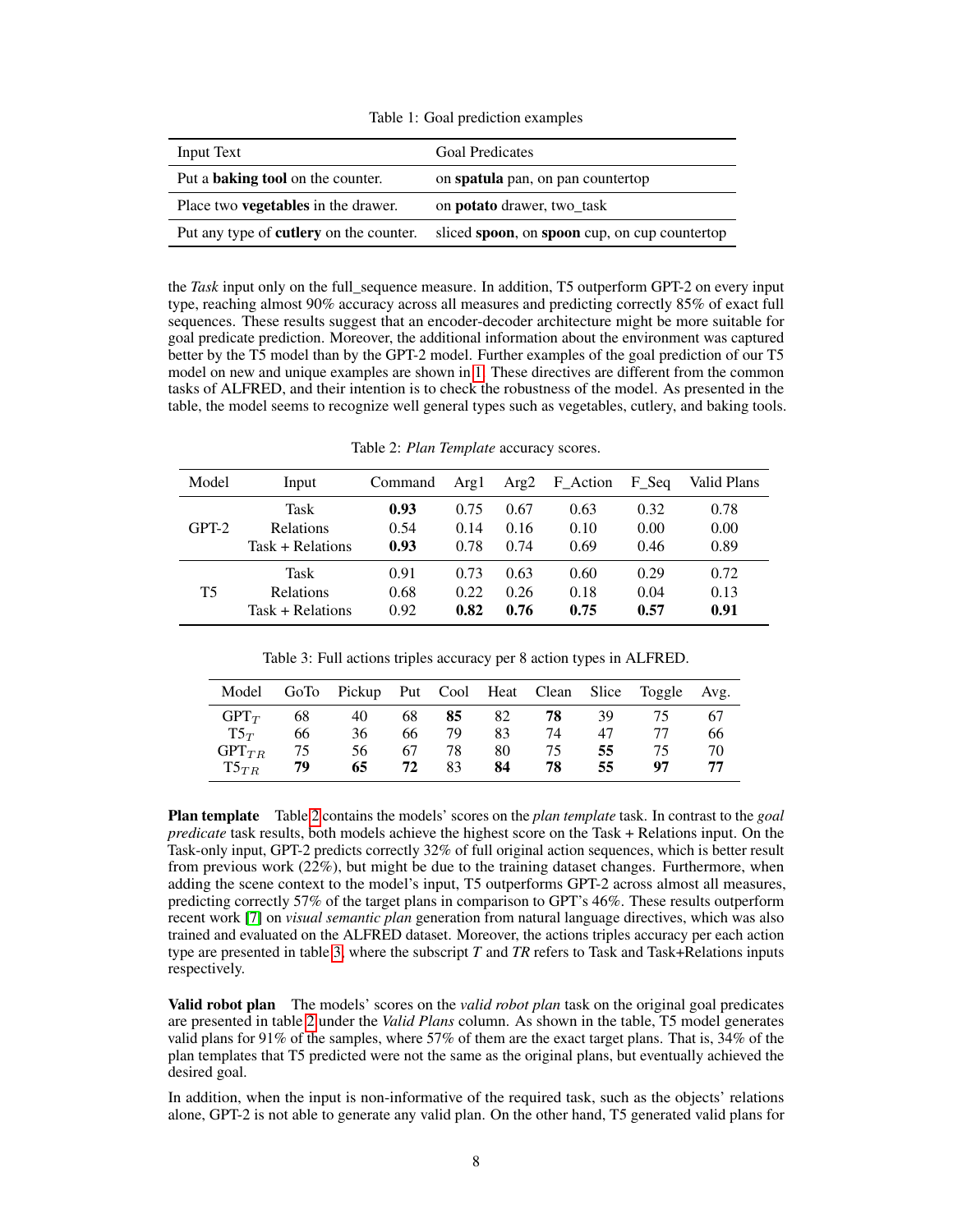Table 1: Goal prediction examples

| Input Text | Goal Predicates |
|---|---|
| Put a **baking tool** on the counter. | on **spatula** pan, on pan countertop |
| Place two **vegetables** in the drawer. | on **potato** drawer, two_task |
| Put any type of **cutlery** on the counter. | sliced **spoon**, on **spoon** cup, on cup countertop |

the *Task* input only on the full_sequence measure. In addition, T5 outperform GPT-2 on every input type, reaching almost 90% accuracy across all measures and predicting correctly 85% of exact full sequences. These results suggest that an encoder-decoder architecture might be more suitable for goal predicate prediction. Moreover, the additional information about the environment was captured better by the T5 model than by the GPT-2 model. Further examples of the goal prediction of our T5 model on new and unique examples are shown in 1. These directives are different from the common tasks of ALFRED, and their intention is to check the robustness of the model. As presented in the table, the model seems to recognize well general types such as vegetables, cutlery, and baking tools.

Table 2: *Plan Template* accuracy scores.

| Model | Input | Command | Arg1 | Arg2 | F_Action | F_Seq | Valid Plans |
|---|---|---|---|---|---|---|---|
| GPT-2 | Task | **0.93** | 0.75 | 0.67 | 0.63 | 0.32 | 0.78 |
| | Relations | 0.54 | 0.14 | 0.16 | 0.10 | 0.00 | 0.00 |
| | Task + Relations | **0.93** | 0.78 | 0.74 | 0.69 | 0.46 | 0.89 |
| T5 | Task | 0.91 | 0.73 | 0.63 | 0.60 | 0.29 | 0.72 |
| | Relations | 0.68 | 0.22 | 0.26 | 0.18 | 0.04 | 0.13 |
| | Task + Relations | 0.92 | **0.82** | **0.76** | **0.75** | **0.57** | **0.91** |

Table 3: Full actions triples accuracy per 8 action types in ALFRED.

| Model | GoTo | Pickup | Put | Cool | Heat | Clean | Slice | Toggle | Avg. |
|---|---|---|---|---|---|---|---|---|---|
| $\text{GPT}_T$ | 68 | 40 | 68 | **85** | 82 | **78** | 39 | 75 | 67 |
| $\text{T5}_T$ | 66 | 36 | 66 | 79 | 83 | 74 | 47 | 77 | 66 |
| $\text{GPT}_{TR}$ | 75 | 56 | 67 | 78 | 80 | 75 | **55** | 75 | 70 |
| $\text{T5}_{TR}$ | **79** | **65** | **72** | 83 | **84** | **78** | **55** | **97** | **77** |

**Plan template** Table 2 contains the models' scores on the *plan template* task. In contrast to the *goal predicate* task results, both models achieve the highest score on the Task + Relations input. On the Task-only input, GPT-2 predicts correctly 32% of full original action sequences, which is better result from previous work (22%), but might be due to the training dataset changes. Furthermore, when adding the scene context to the model's input, T5 outperforms GPT-2 across almost all measures, predicting correctly 57% of the target plans in comparison to GPT's 46%. These results outperform recent work [7] on *visual semantic plan* generation from natural language directives, which was also trained and evaluated on the ALFRED dataset. Moreover, the actions triples accuracy per each action type are presented in table 3, where the subscript *T* and *TR* refers to Task and Task+Relations inputs respectively.

**Valid robot plan** The models' scores on the *valid robot plan* task on the original goal predicates are presented in table 2 under the *Valid Plans* column. As shown in the table, T5 model generates valid plans for 91% of the samples, where 57% of them are the exact target plans. That is, 34% of the plan templates that T5 predicted were not the same as the original plans, but eventually achieved the desired goal.

In addition, when the input is non-informative of the required task, such as the objects' relations alone, GPT-2 is not able to generate any valid plan. On the other hand, T5 generated valid plans for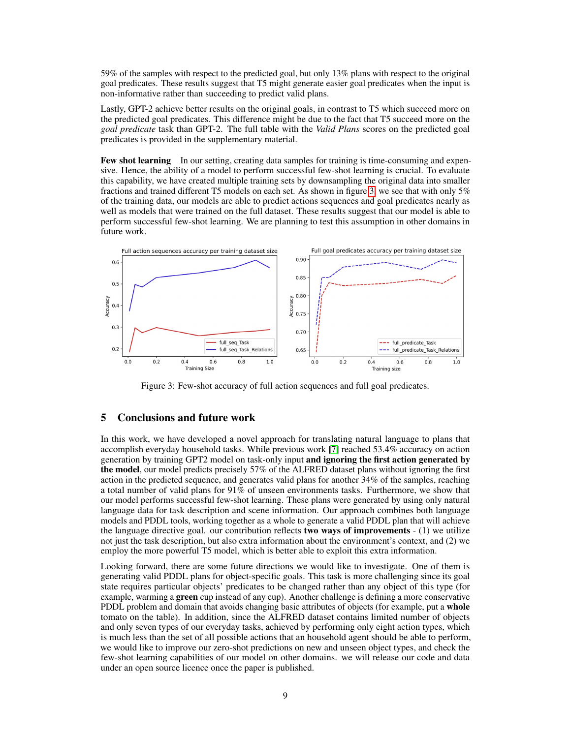59% of the samples with respect to the predicted goal, but only 13% plans with respect to the original goal predicates. These results suggest that T5 might generate easier goal predicates when the input is non-informative rather than succeeding to predict valid plans.

Lastly, GPT-2 achieve better results on the original goals, in contrast to T5 which succeed more on the predicted goal predicates. This difference might be due to the fact that T5 succeed more on the *goal predicate* task than GPT-2. The full table with the *Valid Plans* scores on the predicted goal predicates is provided in the supplementary material.

**Few shot learning** In our setting, creating data samples for training is time-consuming and expensive. Hence, the ability of a model to perform successful few-shot learning is crucial. To evaluate this capability, we have created multiple training sets by downsampling the original data into smaller fractions and trained different T5 models on each set. As shown in figure 3, we see that with only 5% of the training data, our models are able to predict actions sequences and goal predicates nearly as well as models that were trained on the full dataset. These results suggest that our model is able to perform successful few-shot learning. We are planning to test this assumption in other domains in future work.

Full action sequences accuracy per training dataset size

Accuracy

0.6
0.5
0.4
0.3
0.2

0.0 0.2 0.4 0.6 0.8 1.0

Training Size

full_seq_Task
full_seq_Task_Relations

Full goal predicates accuracy per training dataset size

Accuracy

0.90
0.85
0.80
0.75
0.70
0.65

0.0 0.2 0.4 0.6 0.8 1.0

Training size

full_predicate_Task
full_predicate_Task_Relations

Figure 3: Few-shot accuracy of full action sequences and full goal predicates.

## 5 Conclusions and future work

In this work, we have developed a novel approach for translating natural language to plans that accomplish everyday household tasks. While previous work [7] reached 53.4% accuracy on action generation by training GPT2 model on task-only input **and ignoring the first action generated by the model**, our model predicts precisely 57% of the ALFRED dataset plans without ignoring the first action in the predicted sequence, and generates valid plans for another 34% of the samples, reaching a total number of valid plans for 91% of unseen environments tasks. Furthermore, we show that our model performs successful few-shot learning. These plans were generated by using only natural language data for task description and scene information. Our approach combines both language models and PDDL tools, working together as a whole to generate a valid PDDL plan that will achieve the language directive goal. our contribution reflects **two ways of improvements** - (1) we utilize not just the task description, but also extra information about the environment's context, and (2) we employ the more powerful T5 model, which is better able to exploit this extra information.

Looking forward, there are some future directions we would like to investigate. One of them is generating valid PDDL plans for object-specific goals. This task is more challenging since its goal state requires particular objects' predicates to be changed rather than any object of this type (for example, warming a **green** cup instead of any cup). Another challenge is defining a more conservative PDDL problem and domain that avoids changing basic attributes of objects (for example, put a **whole** tomato on the table). In addition, since the ALFRED dataset contains limited number of objects and only seven types of our everyday tasks, achieved by performing only eight action types, which is much less than the set of all possible actions that an household agent should be able to perform, we would like to improve our zero-shot predictions on new and unseen object types, and check the few-shot learning capabilities of our model on other domains. we will release our code and data under an open source licence once the paper is published.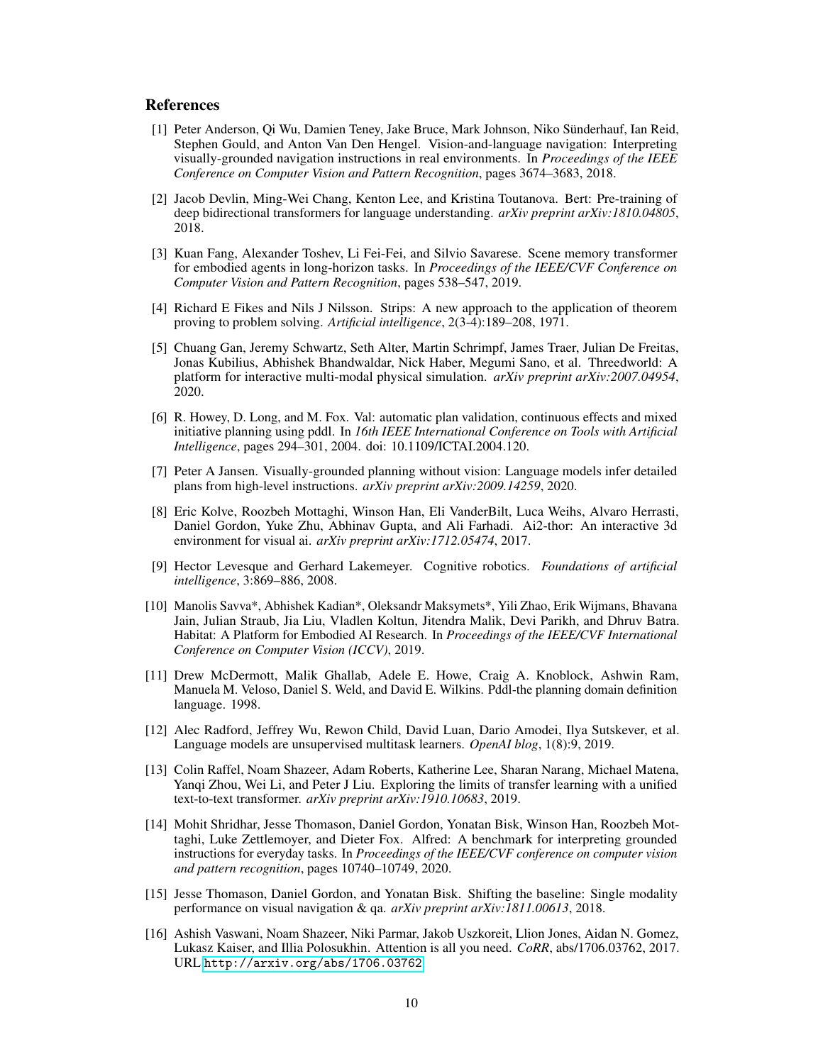## References

[1] Peter Anderson, Qi Wu, Damien Teney, Jake Bruce, Mark Johnson, Niko Sünderhauf, Ian Reid, Stephen Gould, and Anton Van Den Hengel. Vision-and-language navigation: Interpreting visually-grounded navigation instructions in real environments. In *Proceedings of the IEEE Conference on Computer Vision and Pattern Recognition*, pages 3674–3683, 2018.

[2] Jacob Devlin, Ming-Wei Chang, Kenton Lee, and Kristina Toutanova. Bert: Pre-training of deep bidirectional transformers for language understanding. *arXiv preprint arXiv:1810.04805*, 2018.

[3] Kuan Fang, Alexander Toshev, Li Fei-Fei, and Silvio Savarese. Scene memory transformer for embodied agents in long-horizon tasks. In *Proceedings of the IEEE/CVF Conference on Computer Vision and Pattern Recognition*, pages 538–547, 2019.

[4] Richard E Fikes and Nils J Nilsson. Strips: A new approach to the application of theorem proving to problem solving. *Artificial intelligence*, 2(3-4):189–208, 1971.

[5] Chuang Gan, Jeremy Schwartz, Seth Alter, Martin Schrimpf, James Traer, Julian De Freitas, Jonas Kubilius, Abhishek Bhandwaldar, Nick Haber, Megumi Sano, et al. Threedworld: A platform for interactive multi-modal physical simulation. *arXiv preprint arXiv:2007.04954*, 2020.

[6] R. Howey, D. Long, and M. Fox. Val: automatic plan validation, continuous effects and mixed initiative planning using pddl. In *16th IEEE International Conference on Tools with Artificial Intelligence*, pages 294–301, 2004. doi: 10.1109/ICTAI.2004.120.

[7] Peter A Jansen. Visually-grounded planning without vision: Language models infer detailed plans from high-level instructions. *arXiv preprint arXiv:2009.14259*, 2020.

[8] Eric Kolve, Roozbeh Mottaghi, Winson Han, Eli VanderBilt, Luca Weihs, Alvaro Herrasti, Daniel Gordon, Yuke Zhu, Abhinav Gupta, and Ali Farhadi. Ai2-thor: An interactive 3d environment for visual ai. *arXiv preprint arXiv:1712.05474*, 2017.

[9] Hector Levesque and Gerhard Lakemeyer. Cognitive robotics. *Foundations of artificial intelligence*, 3:869–886, 2008.

[10] Manolis Savva*, Abhishek Kadian*, Oleksandr Maksymets*, Yili Zhao, Erik Wijmans, Bhavana Jain, Julian Straub, Jia Liu, Vladlen Koltun, Jitendra Malik, Devi Parikh, and Dhruv Batra. Habitat: A Platform for Embodied AI Research. In *Proceedings of the IEEE/CVF International Conference on Computer Vision (ICCV)*, 2019.

[11] Drew McDermott, Malik Ghallab, Adele E. Howe, Craig A. Knoblock, Ashwin Ram, Manuela M. Veloso, Daniel S. Weld, and David E. Wilkins. Pddl-the planning domain definition language. 1998.

[12] Alec Radford, Jeffrey Wu, Rewon Child, David Luan, Dario Amodei, Ilya Sutskever, et al. Language models are unsupervised multitask learners. *OpenAI blog*, 1(8):9, 2019.

[13] Colin Raffel, Noam Shazeer, Adam Roberts, Katherine Lee, Sharan Narang, Michael Matena, Yanqi Zhou, Wei Li, and Peter J Liu. Exploring the limits of transfer learning with a unified text-to-text transformer. *arXiv preprint arXiv:1910.10683*, 2019.

[14] Mohit Shridhar, Jesse Thomason, Daniel Gordon, Yonatan Bisk, Winson Han, Roozbeh Mottaghi, Luke Zettlemoyer, and Dieter Fox. Alfred: A benchmark for interpreting grounded instructions for everyday tasks. In *Proceedings of the IEEE/CVF conference on computer vision and pattern recognition*, pages 10740–10749, 2020.

[15] Jesse Thomason, Daniel Gordon, and Yonatan Bisk. Shifting the baseline: Single modality performance on visual navigation & qa. *arXiv preprint arXiv:1811.00613*, 2018.

[16] Ashish Vaswani, Noam Shazeer, Niki Parmar, Jakob Uszkoreit, Llion Jones, Aidan N. Gomez, Lukasz Kaiser, and Illia Polosukhin. Attention is all you need. *CoRR*, abs/1706.03762, 2017. URL http://arxiv.org/abs/1706.03762.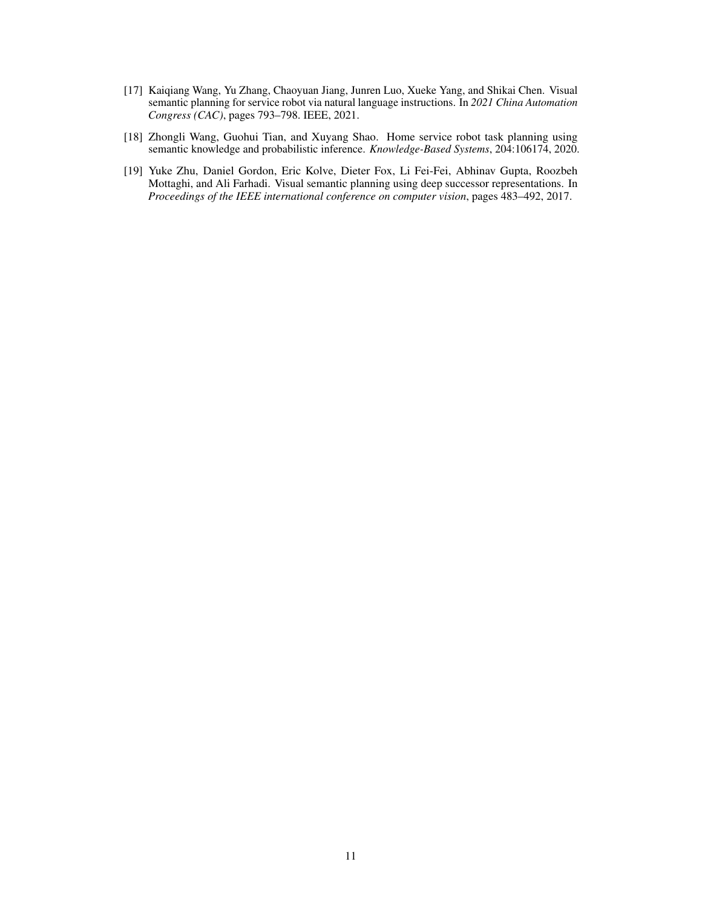[17] Kaiqiang Wang, Yu Zhang, Chaoyuan Jiang, Junren Luo, Xueke Yang, and Shikai Chen. Visual semantic planning for service robot via natural language instructions. In *2021 China Automation Congress (CAC)*, pages 793–798. IEEE, 2021.

[18] Zhongli Wang, Guohui Tian, and Xuyang Shao. Home service robot task planning using semantic knowledge and probabilistic inference. *Knowledge-Based Systems*, 204:106174, 2020.

[19] Yuke Zhu, Daniel Gordon, Eric Kolve, Dieter Fox, Li Fei-Fei, Abhinav Gupta, Roozbeh Mottaghi, and Ali Farhadi. Visual semantic planning using deep successor representations. In *Proceedings of the IEEE international conference on computer vision*, pages 483–492, 2017.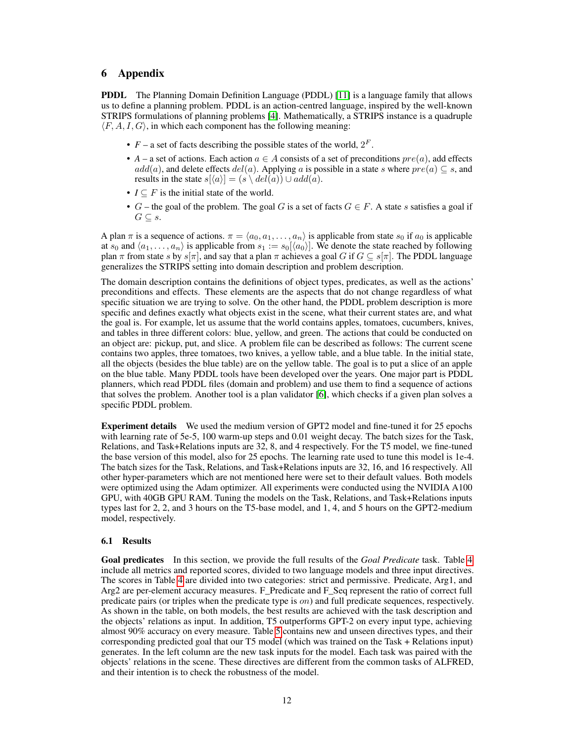# 6 Appendix

**PDDL** The Planning Domain Definition Language (PDDL) [11] is a language family that allows us to define a planning problem. PDDL is an action-centred language, inspired by the well-known STRIPS formulations of planning problems [4]. Mathematically, a STRIPS instance is a quadruple $\langle F, A, I, G \rangle$, in which each component has the following meaning:

- $F$ – a set of facts describing the possible states of the world, $2^F$.
- $A$ – a set of actions. Each action $a \in A$ consists of a set of preconditions $pre(a)$, add effects $add(a)$, and delete effects $del(a)$. Applying $a$ is possible in a state $s$ where $pre(a) \subseteq s$, and results in the state $s[\langle a \rangle] = (s \setminus del(a)) \cup add(a)$.
- $I \subseteq F$ is the initial state of the world.
- $G$ – the goal of the problem. The goal $G$ is a set of facts $G \in F$. A state $s$ satisfies a goal if $G \subseteq s$.

A plan $\pi$ is a sequence of actions. $\pi = \langle a_0, a_1, \ldots, a_n \rangle$ is applicable from state $s_0$ if $a_0$ is applicable at $s_0$ and $\langle a_1, \ldots, a_n \rangle$ is applicable from $s_1 := s_0[\langle a_0 \rangle]$. We denote the state reached by following plan $\pi$ from state $s$ by $s[\pi]$, and say that a plan $\pi$ achieves a goal $G$ if $G \subseteq s[\pi]$. The PDDL language generalizes the STRIPS setting into domain description and problem description.

The domain description contains the definitions of object types, predicates, as well as the actions' preconditions and effects. These elements are the aspects that do not change regardless of what specific situation we are trying to solve. On the other hand, the PDDL problem description is more specific and defines exactly what objects exist in the scene, what their current states are, and what the goal is. For example, let us assume that the world contains apples, tomatoes, cucumbers, knives, and tables in three different colors: blue, yellow, and green. The actions that could be conducted on an object are: pickup, put, and slice. A problem file can be described as follows: The current scene contains two apples, three tomatoes, two knives, a yellow table, and a blue table. In the initial state, all the objects (besides the blue table) are on the yellow table. The goal is to put a slice of an apple on the blue table. Many PDDL tools have been developed over the years. One major part is PDDL planners, which read PDDL files (domain and problem) and use them to find a sequence of actions that solves the problem. Another tool is a plan validator [6], which checks if a given plan solves a specific PDDL problem.

**Experiment details** We used the medium version of GPT2 model and fine-tuned it for 25 epochs with learning rate of 5e-5, 100 warm-up steps and 0.01 weight decay. The batch sizes for the Task, Relations, and Task+Relations inputs are 32, 8, and 4 respectively. For the T5 model, we fine-tuned the base version of this model, also for 25 epochs. The learning rate used to tune this model is 1e-4. The batch sizes for the Task, Relations, and Task+Relations inputs are 32, 16, and 16 respectively. All other hyper-parameters which are not mentioned here were set to their default values. Both models were optimized using the Adam optimizer. All experiments were conducted using the NVIDIA A100 GPU, with 40GB GPU RAM. Tuning the models on the Task, Relations, and Task+Relations inputs types last for 2, 2, and 3 hours on the T5-base model, and 1, 4, and 5 hours on the GPT2-medium model, respectively.

## 6.1 Results

**Goal predicates** In this section, we provide the full results of the *Goal Predicate* task. Table 4 include all metrics and reported scores, divided to two language models and three input directives. The scores in Table 4 are divided into two categories: strict and permissive. Predicate, Arg1, and Arg2 are per-element accuracy measures. F_Predicate and F_Seq represent the ratio of correct full predicate pairs (or triples when the predicate type is $on$) and full predicate sequences, respectively. As shown in the table, on both models, the best results are achieved with the task description and the objects' relations as input. In addition, T5 outperforms GPT-2 on every input type, achieving almost 90% accuracy on every measure. Table 5 contains new and unseen directives types, and their corresponding predicted goal that our T5 model (which was trained on the Task + Relations input) generates. In the left column are the new task inputs for the model. Each task was paired with the objects' relations in the scene. These directives are different from the common tasks of ALFRED, and their intention is to check the robustness of the model.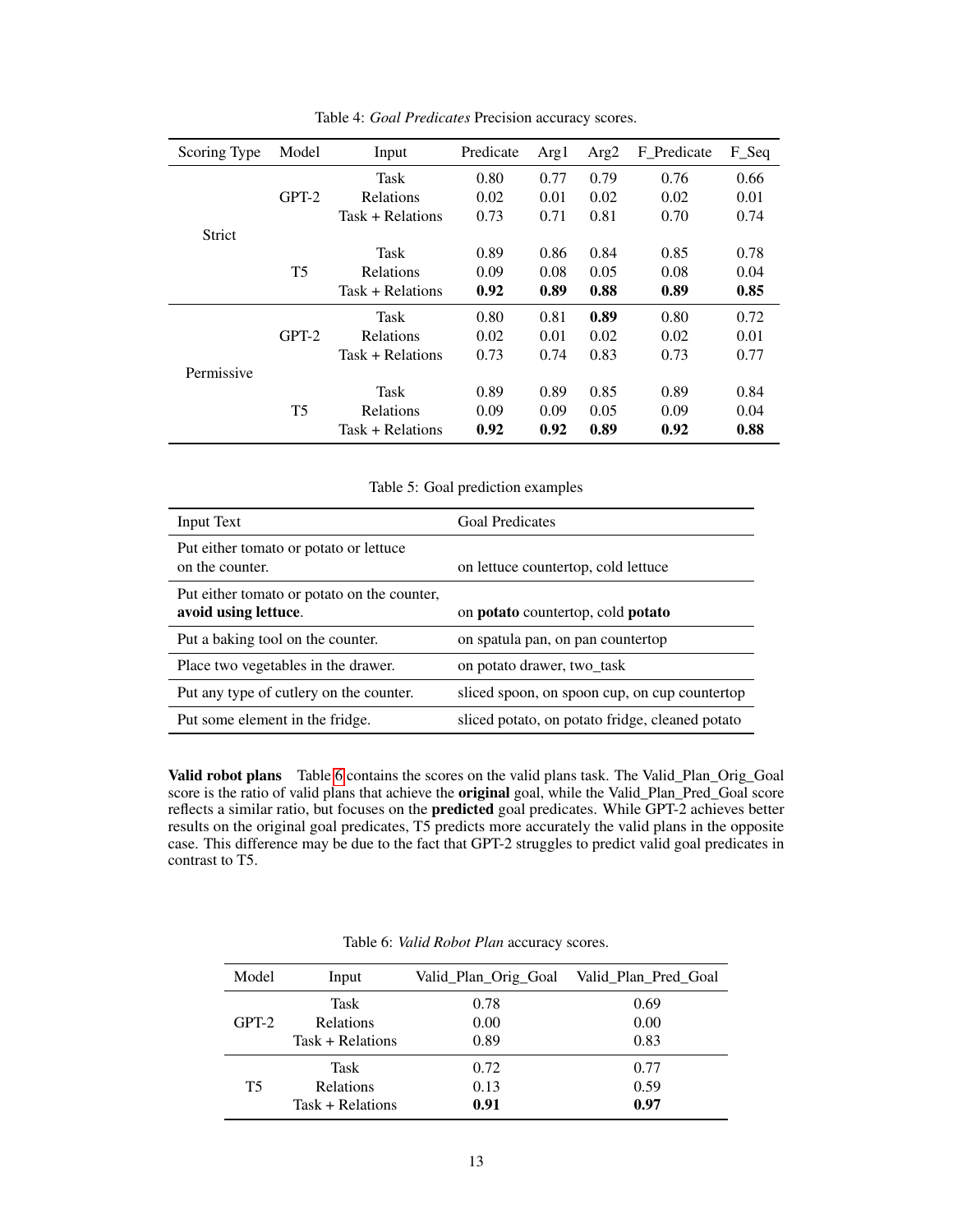Table 4: *Goal Predicates* Precision accuracy scores.

| Scoring Type | Model | Input | Predicate | Arg1 | Arg2 | F_Predicate | F_Seq |
|---|---|---|---|---|---|---|---|
| Strict | GPT-2 | Task | 0.80 | 0.77 | 0.79 | 0.76 | 0.66 |
| | | Relations | 0.02 | 0.01 | 0.02 | 0.02 | 0.01 |
| | | Task + Relations | 0.73 | 0.71 | 0.81 | 0.70 | 0.74 |
| | T5 | Task | 0.89 | 0.86 | 0.84 | 0.85 | 0.78 |
| | | Relations | 0.09 | 0.08 | 0.05 | 0.08 | 0.04 |
| | | Task + Relations | **0.92** | **0.89** | **0.88** | **0.89** | **0.85** |
| Permissive | GPT-2 | Task | 0.80 | 0.81 | **0.89** | 0.80 | 0.72 |
| | | Relations | 0.02 | 0.01 | 0.02 | 0.02 | 0.01 |
| | | Task + Relations | 0.73 | 0.74 | 0.83 | 0.73 | 0.77 |
| | T5 | Task | 0.89 | 0.89 | 0.85 | 0.89 | 0.84 |
| | | Relations | 0.09 | 0.09 | 0.05 | 0.09 | 0.04 |
| | | Task + Relations | **0.92** | **0.92** | **0.89** | **0.92** | **0.88** |

Table 5: Goal prediction examples

| Input Text | Goal Predicates |
|---|---|
| Put either tomato or potato or lettuce on the counter. | on lettuce countertop, cold lettuce |
| Put either tomato or potato on the counter, **avoid using lettuce**. | on **potato** countertop, cold **potato** |
| Put a baking tool on the counter. | on spatula pan, on pan countertop |
| Place two vegetables in the drawer. | on potato drawer, two_task |
| Put any type of cutlery on the counter. | sliced spoon, on spoon cup, on cup countertop |
| Put some element in the fridge. | sliced potato, on potato fridge, cleaned potato |

**Valid robot plans** Table 6 contains the scores on the valid plans task. The Valid_Plan_Orig_Goal score is the ratio of valid plans that achieve the **original** goal, while the Valid_Plan_Pred_Goal score reflects a similar ratio, but focuses on the **predicted** goal predicates. While GPT-2 achieves better results on the original goal predicates, T5 predicts more accurately the valid plans in the opposite case. This difference may be due to the fact that GPT-2 struggles to predict valid goal predicates in contrast to T5.

Table 6: *Valid Robot Plan* accuracy scores.

| Model | Input | Valid_Plan_Orig_Goal | Valid_Plan_Pred_Goal |
|---|---|---|---|
| GPT-2 | Task | 0.78 | 0.69 |
| | Relations | 0.00 | 0.00 |
| | Task + Relations | 0.89 | 0.83 |
| T5 | Task | 0.72 | 0.77 |
| | Relations | 0.13 | 0.59 |
| | Task + Relations | **0.91** | **0.97** |